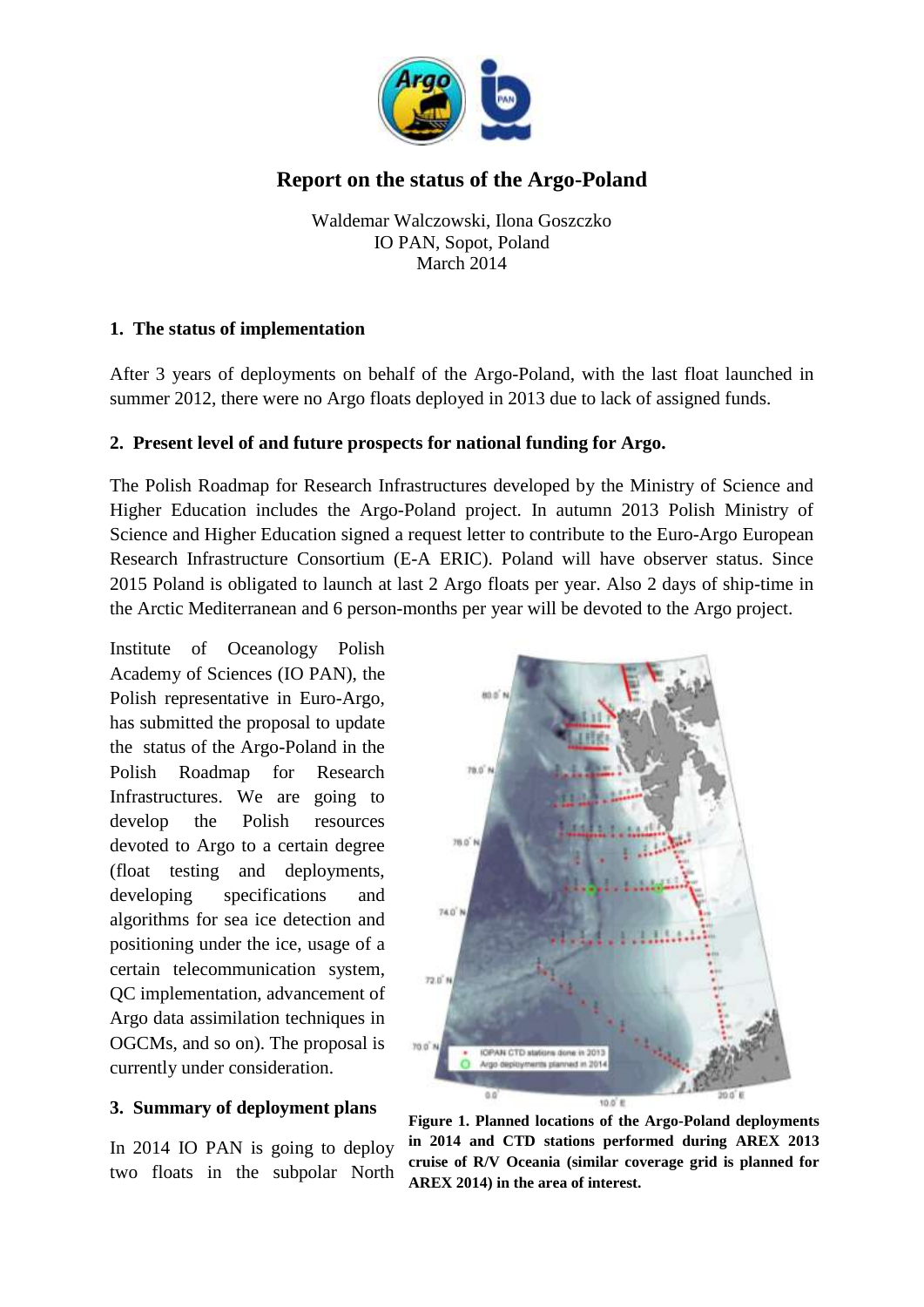# Report on the status of the Argo-Poland

Waldemar Walczowski, Ilona Goszczko
IO PAN, Sopot, Poland
March 2014

## 1. The status of implementation

After 3 years of deployments on behalf of the Argo-Poland, with the last float launched in summer 2012, there were no Argo floats deployed in 2013 due to lack of assigned funds.

## 2. Present level of and future prospects for national funding for Argo.

The Polish Roadmap for Research Infrastructures developed by the Ministry of Science and Higher Education includes the Argo-Poland project. In autumn 2013 Polish Ministry of Science and Higher Education signed a request letter to contribute to the Euro-Argo European Research Infrastructure Consortium (E-A ERIC). Poland will have observer status. Since 2015 Poland is obligated to launch at last 2 Argo floats per year. Also 2 days of ship-time in the Arctic Mediterranean and 6 person-months per year will be devoted to the Argo project.

Institute of Oceanology Polish Academy of Sciences (IO PAN), the Polish representative in Euro-Argo, has submitted the proposal to update the status of the Argo-Poland in the Polish Roadmap for Research Infrastructures. We are going to develop the Polish resources devoted to Argo to a certain degree (float testing and deployments, developing specifications and algorithms for sea ice detection and positioning under the ice, usage of a certain telecommunication system, QC implementation, advancement of Argo data assimilation techniques in OGCMs, and so on). The proposal is currently under consideration.

**Figure 1. Planned locations of the Argo-Poland deployments in 2014 and CTD stations performed during AREX 2013 cruise of R/V Oceania (similar coverage grid is planned for AREX 2014) in the area of interest.**

## 3. Summary of deployment plans

In 2014 IO PAN is going to deploy two floats in the subpolar North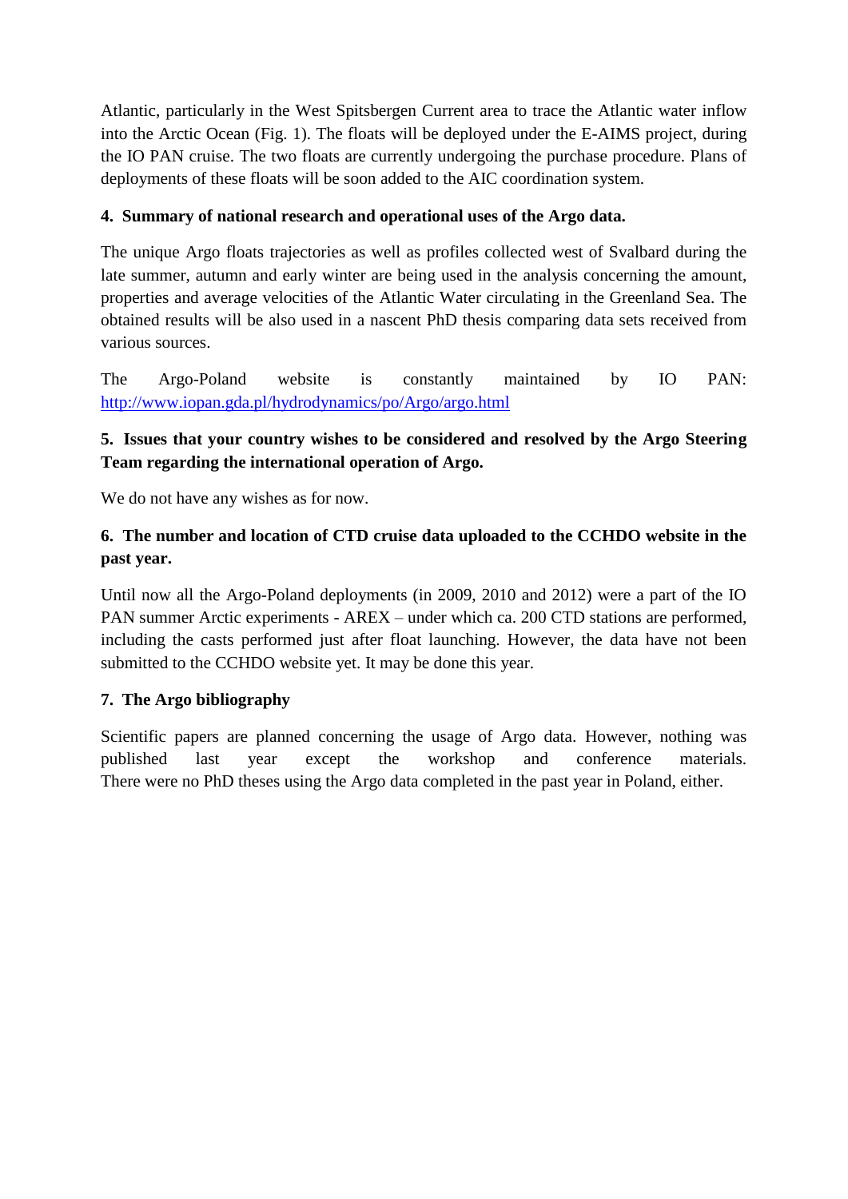Atlantic, particularly in the West Spitsbergen Current area to trace the Atlantic water inflow into the Arctic Ocean (Fig. 1). The floats will be deployed under the E-AIMS project, during the IO PAN cruise. The two floats are currently undergoing the purchase procedure. Plans of deployments of these floats will be soon added to the AIC coordination system.

#### 4. Summary of national research and operational uses of the Argo data.

The unique Argo floats trajectories as well as profiles collected west of Svalbard during the late summer, autumn and early winter are being used in the analysis concerning the amount, properties and average velocities of the Atlantic Water circulating in the Greenland Sea. The obtained results will be also used in a nascent PhD thesis comparing data sets received from various sources.

The Argo-Poland website is constantly maintained by IO PAN: [http://www.iopan.gda.pl/hydrodynamics/po/Argo/argo.html](http://www.iopan.gda.pl/hydrodynamics/po/Argo/argo.html)

#### 5. Issues that your country wishes to be considered and resolved by the Argo Steering Team regarding the international operation of Argo.

We do not have any wishes as for now.

#### 6. The number and location of CTD cruise data uploaded to the CCHDO website in the past year.

Until now all the Argo-Poland deployments (in 2009, 2010 and 2012) were a part of the IO PAN summer Arctic experiments - AREX – under which ca. 200 CTD stations are performed, including the casts performed just after float launching. However, the data have not been submitted to the CCHDO website yet. It may be done this year.

#### 7. The Argo bibliography

Scientific papers are planned concerning the usage of Argo data. However, nothing was published last year except the workshop and conference materials. There were no PhD theses using the Argo data completed in the past year in Poland, either.